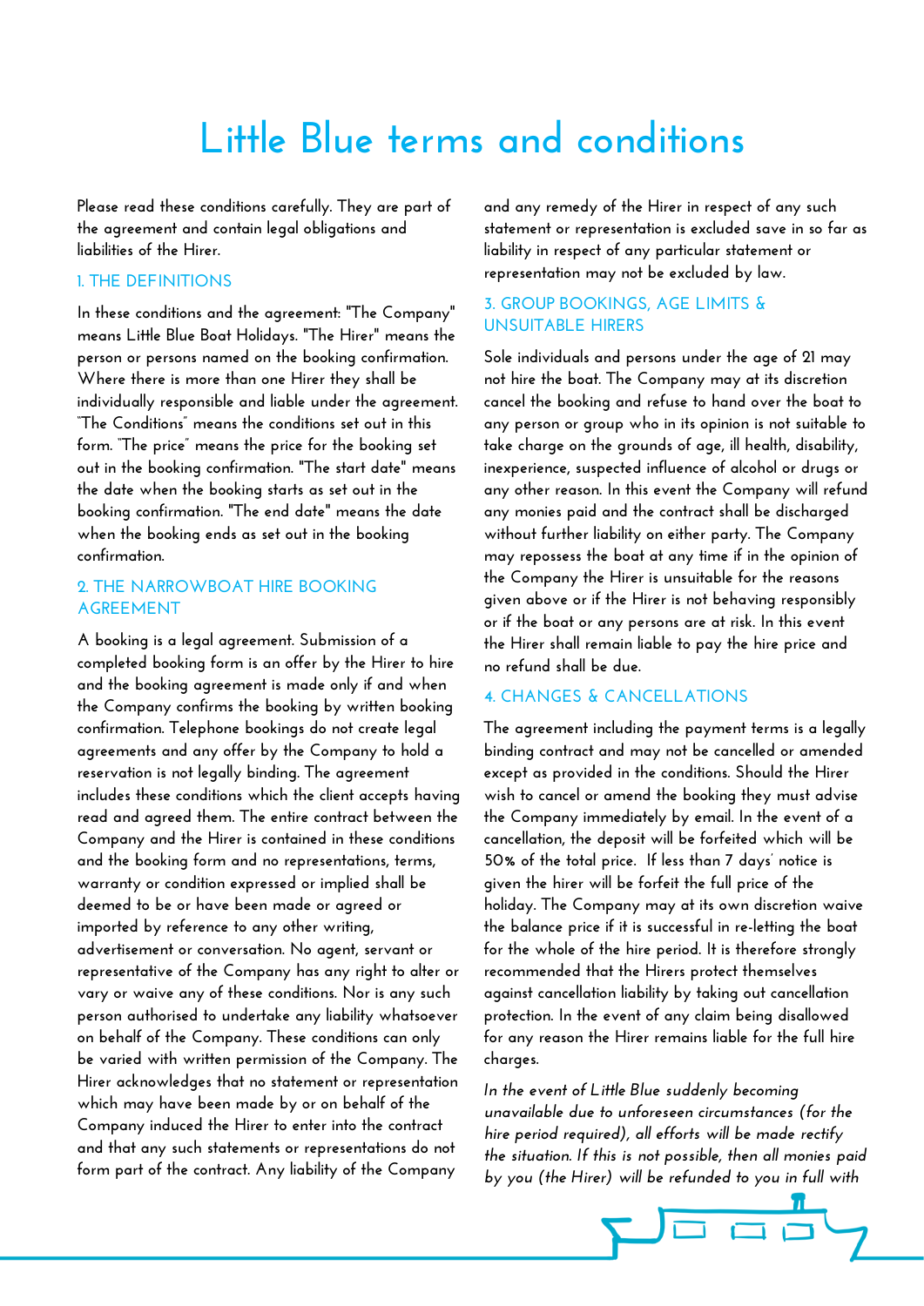# Little Blue terms and conditions

Please read these conditions carefully. They are part of the agreement and contain legal obligations and liabilities of the Hirer.

## 1. THE DEFINITIONS

In these conditions and the agreement: "The Company" means Little Blue Boat Holidays. "The Hirer" means the person or persons named on the booking confirmation. Where there is more than one Hirer they shall be individually responsible and liable under the agreement. "The Conditions" means the conditions set out in this form. "The price" means the price for the booking set out in the booking confirmation. "The start date" means the date when the booking starts as set out in the booking confirmation. "The end date" means the date when the booking ends as set out in the booking confirmation.

## 2. THE NARROWBOAT HIRE BOOKING AGREEMENT

A booking is a legal agreement. Submission of a completed booking form is an offer by the Hirer to hire and the booking agreement is made only if and when the Company confirms the booking by written booking confirmation. Telephone bookings do not create legal agreements and any offer by the Company to hold a reservation is not legally binding. The agreement includes these conditions which the client accepts having read and agreed them. The entire contract between the Company and the Hirer is contained in these conditions and the booking form and no representations, terms, warranty or condition expressed or implied shall be deemed to be or have been made or agreed or imported by reference to any other writing, advertisement or conversation. No agent, servant or representative of the Company has any right to alter or vary or waive any of these conditions. Nor is any such person authorised to undertake any liability whatsoever on behalf of the Company. These conditions can only be varied with written permission of the Company. The Hirer acknowledges that no statement or representation which may have been made by or on behalf of the Company induced the Hirer to enter into the contract and that any such statements or representations do not form part of the contract. Any liability of the Company and any remedy of the Hirer in respect of any such statement or representation is excluded save in so far as liability in respect of any particular statement or representation may not be excluded by law.

## 3. GROUP BOOKINGS, AGE LIMITS & UNSUITABLE HIRERS

Sole individuals and persons under the age of 21 may not hire the boat. The Company may at its discretion cancel the booking and refuse to hand over the boat to any person or group who in its opinion is not suitable to take charge on the grounds of age, ill health, disability, inexperience, suspected influence of alcohol or drugs or any other reason. In this event the Company will refund any monies paid and the contract shall be discharged without further liability on either party. The Company may repossess the boat at any time if in the opinion of the Company the Hirer is unsuitable for the reasons given above or if the Hirer is not behaving responsibly or if the boat or any persons are at risk. In this event the Hirer shall remain liable to pay the hire price and no refund shall be due.

## 4. CHANGES & CANCELLATIONS

The agreement including the payment terms is a legally binding contract and may not be cancelled or amended except as provided in the conditions. Should the Hirer wish to cancel or amend the booking they must advise the Company immediately by email. In the event of a cancellation, the deposit will be forfeited which will be 50% of the total price. If less than 7 days' notice is given the hirer will be forfeit the full price of the holiday. The Company may at its own discretion waive the balance price if it is successful in re-letting the boat for the whole of the hire period. It is therefore strongly recommended that the Hirers protect themselves against cancellation liability by taking out cancellation protection. In the event of any claim being disallowed for any reason the Hirer remains liable for the full hire charges.

*In the event of Little Blue suddenly becoming unavailable due to unforeseen circumstances (for the hire period required), all efforts will be made rectify the situation. If this is not possible, then all monies paid by you (the Hirer) will be refunded to you in full with*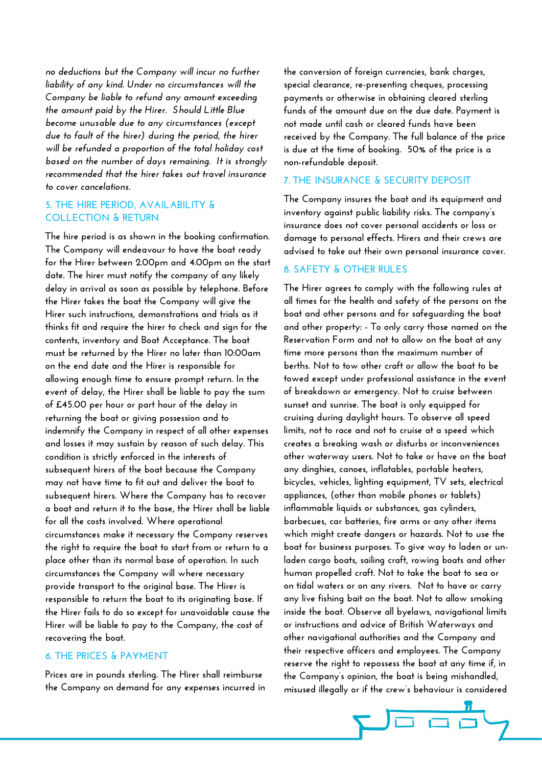*no deductions but the Company will incur no further liability of any kind. Under no circumstances will the Company be liable to refund any amount exceeding the amount paid by the Hirer. Should Little Blue become unusable due to any circumstances (except due to fault of the hirer) during the period, the hirer will be refunded a proportion of the total holiday cost based on the number of days remaining. It is strongly recommended that the hirer takes out travel insurance to cover cancelations.*

## 5. THE HIRE PERIOD, AVAILABILITY & COLLECTION & RETURN

The hire period is as shown in the booking confirmation. The Company will endeavour to have the boat ready for the Hirer between 2.00pm and 4.00pm on the start date. The hirer must notify the company of any likely delay in arrival as soon as possible by telephone. Before the Hirer takes the boat the Company will give the Hirer such instructions, demonstrations and trials as it thinks fit and require the hirer to check and sign for the contents, inventory and Boat Acceptance. The boat must be returned by the Hirer no later than 10:00am on the end date and the Hirer is responsible for allowing enough time to ensure prompt return. In the event of delay, the Hirer shall be liable to pay the sum of £45.00 per hour or part hour of the delay in returning the boat or giving possession and to indemnify the Company in respect of all other expenses and losses it may sustain by reason of such delay. This condition is strictly enforced in the interests of subsequent hirers of the boat because the Company may not have time to fit out and deliver the boat to subsequent hirers. Where the Company has to recover a boat and return it to the base, the Hirer shall be liable for all the costs involved. Where operational circumstances make it necessary the Company reserves the right to require the boat to start from or return to a place other than its normal base of operation. In such circumstances the Company will where necessary provide transport to the original base. The Hirer is responsible to return the boat to its originating base. If the Hirer fails to do so except for unavoidable cause the Hirer will be liable to pay to the Company, the cost of recovering the boat.

## 6. THE PRICES & PAYMENT

Prices are in pounds sterling. The Hirer shall reimburse the Company on demand for any expenses incurred in the conversion of foreign currencies, bank charges, special clearance, re-presenting cheques, processing payments or otherwise in obtaining cleared sterling funds of the amount due on the due date. Payment is not made until cash or cleared funds have been received by the Company. The full balance of the price is due at the time of booking. 50% of the price is a non-refundable deposit.

## 7. THE INSURANCE & SECURITY DEPOSIT

The Company insures the boat and its equipment and inventory against public liability risks. The company's insurance does not cover personal accidents or loss or damage to personal effects. Hirers and their crews are advised to take out their own personal insurance cover.

## 8. SAFETY & OTHER RULES

The Hirer agrees to comply with the following rules at all times for the health and safety of the persons on the boat and other persons and for safeguarding the boat and other property: - To only carry those named on the Reservation Form and not to allow on the boat at any time more persons than the maximum number of berths. Not to tow other craft or allow the boat to be towed except under professional assistance in the event of breakdown or emergency. Not to cruise between sunset and sunrise. The boat is only equipped for cruising during daylight hours. To observe all speed limits, not to race and not to cruise at a speed which creates a breaking wash or disturbs or inconveniences other waterway users. Not to take or have on the boat any dinghies, canoes, inflatables, portable heaters, bicycles, vehicles, lighting equipment, TV sets, electrical appliances, (other than mobile phones or tablets) inflammable liquids or substances, gas cylinders, barbecues, car batteries, fire arms or any other items which might create dangers or hazards. Not to use the boat for business purposes. To give way to laden or un-laden cargo boats, sailing craft, rowing boats and other human propelled craft. Not to take the boat to sea or on tidal waters or on any rivers. Not to have or carry any live fishing bait on the boat. Not to allow smoking inside the boat. Observe all byelaws, navigational limits or instructions and advice of British Waterways and other navigational authorities and the Company and their respective officers and employees. The Company reserve the right to repossess the boat at any time if, in the Company's opinion, the boat is being mishandled, misused illegally or if the crew's behaviour is considered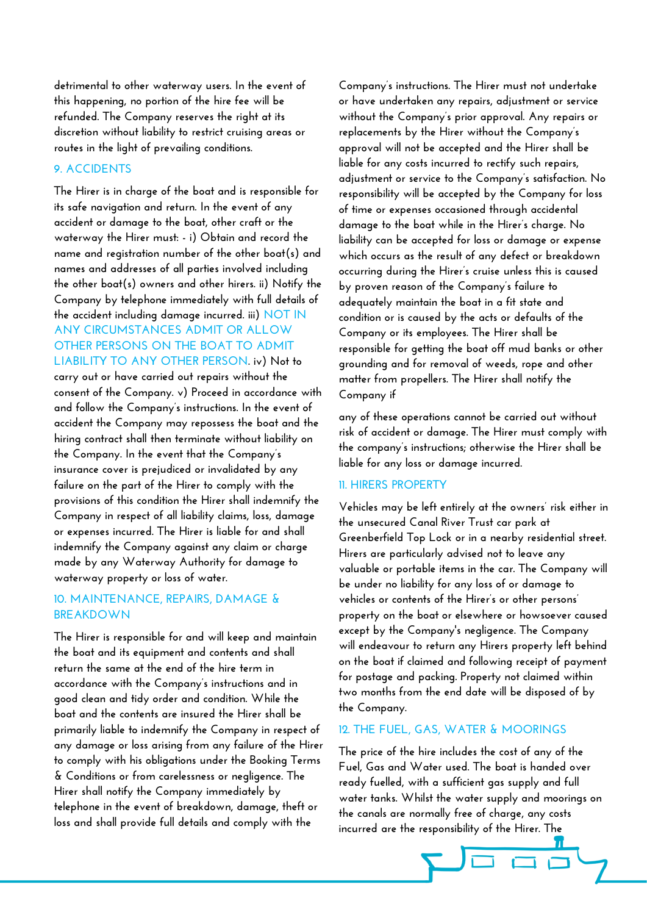detrimental to other waterway users. In the event of this happening, no portion of the hire fee will be refunded. The Company reserves the right at its discretion without liability to restrict cruising areas or routes in the light of prevailing conditions.

## 9. ACCIDENTS

The Hirer is in charge of the boat and is responsible for its safe navigation and return. In the event of any accident or damage to the boat, other craft or the waterway the Hirer must: - i) Obtain and record the name and registration number of the other boat(s) and names and addresses of all parties involved including the other boat(s) owners and other hirers. ii) Notify the Company by telephone immediately with full details of the accident including damage incurred. iii) NOT IN ANY CIRCUMSTANCES ADMIT OR ALLOW OTHER PERSONS ON THE BOAT TO ADMIT LIABILITY TO ANY OTHER PERSON. iv) Not to carry out or have carried out repairs without the consent of the Company. v) Proceed in accordance with and follow the Company's instructions. In the event of accident the Company may repossess the boat and the hiring contract shall then terminate without liability on the Company. In the event that the Company's insurance cover is prejudiced or invalidated by any failure on the part of the Hirer to comply with the provisions of this condition the Hirer shall indemnify the Company in respect of all liability claims, loss, damage or expenses incurred. The Hirer is liable for and shall indemnify the Company against any claim or charge made by any Waterway Authority for damage to waterway property or loss of water.

## 10. MAINTENANCE, REPAIRS, DAMAGE & BREAKDOWN

The Hirer is responsible for and will keep and maintain the boat and its equipment and contents and shall return the same at the end of the hire term in accordance with the Company's instructions and in good clean and tidy order and condition. While the boat and the contents are insured the Hirer shall be primarily liable to indemnify the Company in respect of any damage or loss arising from any failure of the Hirer to comply with his obligations under the Booking Terms & Conditions or from carelessness or negligence. The Hirer shall notify the Company immediately by telephone in the event of breakdown, damage, theft or loss and shall provide full details and comply with the Company's instructions. The Hirer must not undertake or have undertaken any repairs, adjustment or service without the Company's prior approval. Any repairs or replacements by the Hirer without the Company's approval will not be accepted and the Hirer shall be liable for any costs incurred to rectify such repairs, adjustment or service to the Company's satisfaction. No responsibility will be accepted by the Company for loss of time or expenses occasioned through accidental damage to the boat while in the Hirer's charge. No liability can be accepted for loss or damage or expense which occurs as the result of any defect or breakdown occurring during the Hirer's cruise unless this is caused by proven reason of the Company's failure to adequately maintain the boat in a fit state and condition or is caused by the acts or defaults of the Company or its employees. The Hirer shall be responsible for getting the boat off mud banks or other grounding and for removal of weeds, rope and other matter from propellers. The Hirer shall notify the Company if

any of these operations cannot be carried out without risk of accident or damage. The Hirer must comply with the company's instructions; otherwise the Hirer shall be liable for any loss or damage incurred.

## 11. HIRERS PROPERTY

Vehicles may be left entirely at the owners' risk either in the unsecured Canal River Trust car park at Greenberfield Top Lock or in a nearby residential street. Hirers are particularly advised not to leave any valuable or portable items in the car. The Company will be under no liability for any loss of or damage to vehicles or contents of the Hirer's or other persons' property on the boat or elsewhere or howsoever caused except by the Company's negligence. The Company will endeavour to return any Hirers property left behind on the boat if claimed and following receipt of payment for postage and packing. Property not claimed within two months from the end date will be disposed of by the Company.

## 12. THE FUEL, GAS, WATER & MOORINGS

The price of the hire includes the cost of any of the Fuel, Gas and Water used. The boat is handed over ready fuelled, with a sufficient gas supply and full water tanks. Whilst the water supply and moorings on the canals are normally free of charge, any costs incurred are the responsibility of the Hirer. The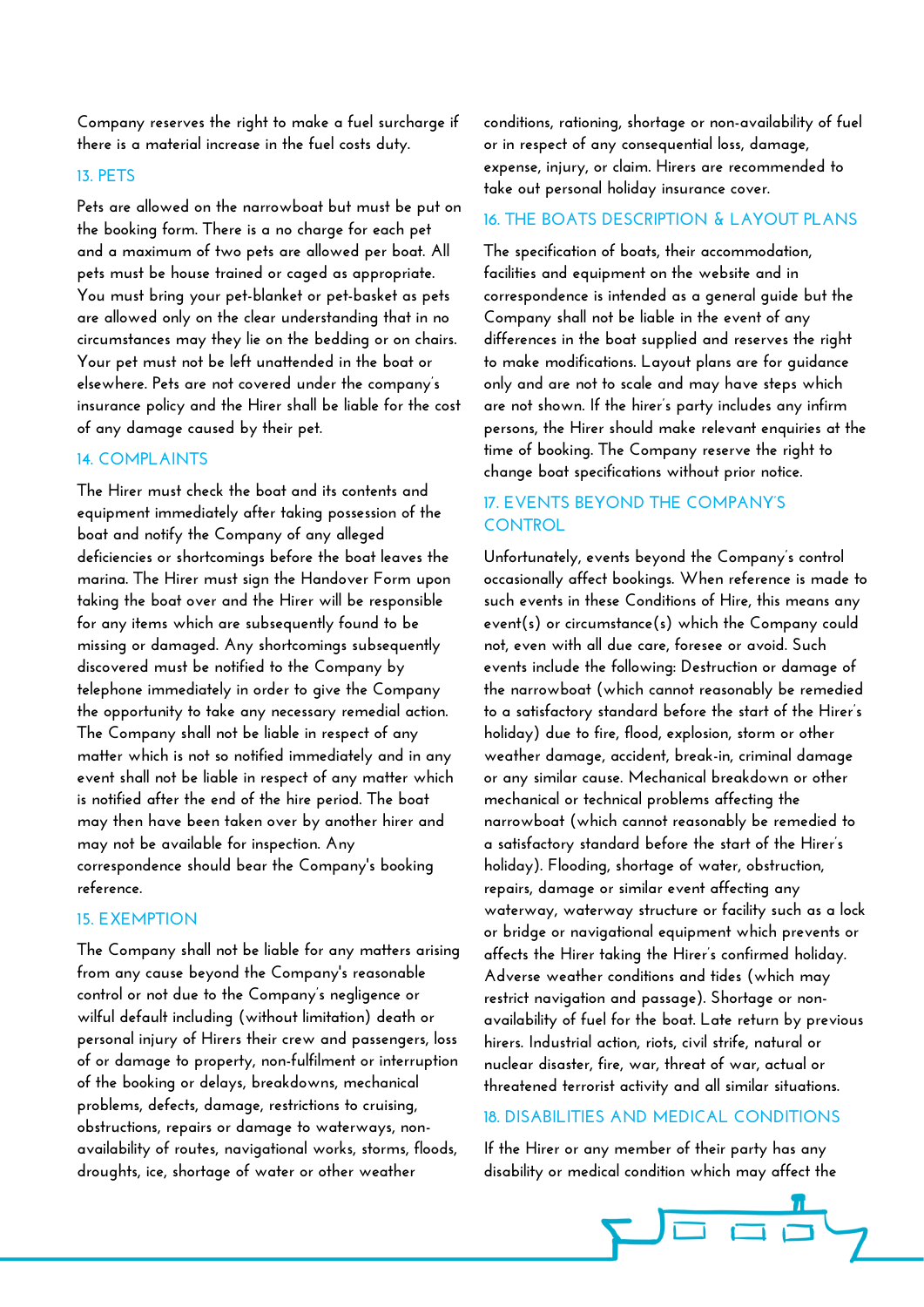Company reserves the right to make a fuel surcharge if there is a material increase in the fuel costs duty.

## 13. PETS

Pets are allowed on the narrowboat but must be put on the booking form. There is a no charge for each pet and a maximum of two pets are allowed per boat. All pets must be house trained or caged as appropriate. You must bring your pet-blanket or pet-basket as pets are allowed only on the clear understanding that in no circumstances may they lie on the bedding or on chairs. Your pet must not be left unattended in the boat or elsewhere. Pets are not covered under the company's insurance policy and the Hirer shall be liable for the cost of any damage caused by their pet.

## 14. COMPLAINTS

The Hirer must check the boat and its contents and equipment immediately after taking possession of the boat and notify the Company of any alleged deficiencies or shortcomings before the boat leaves the marina. The Hirer must sign the Handover Form upon taking the boat over and the Hirer will be responsible for any items which are subsequently found to be missing or damaged. Any shortcomings subsequently discovered must be notified to the Company by telephone immediately in order to give the Company the opportunity to take any necessary remedial action. The Company shall not be liable in respect of any matter which is not so notified immediately and in any event shall not be liable in respect of any matter which is notified after the end of the hire period. The boat may then have been taken over by another hirer and may not be available for inspection. Any correspondence should bear the Company's booking reference.

## 15. EXEMPTION

The Company shall not be liable for any matters arising from any cause beyond the Company's reasonable control or not due to the Company's negligence or wilful default including (without limitation) death or personal injury of Hirers their crew and passengers, loss of or damage to property, non-fulfilment or interruption of the booking or delays, breakdowns, mechanical problems, defects, damage, restrictions to cruising, obstructions, repairs or damage to waterways, non-availability of routes, navigational works, storms, floods, droughts, ice, shortage of water or other weather conditions, rationing, shortage or non-availability of fuel or in respect of any consequential loss, damage, expense, injury, or claim. Hirers are recommended to take out personal holiday insurance cover.

## 16. THE BOATS DESCRIPTION & LAYOUT PLANS

The specification of boats, their accommodation, facilities and equipment on the website and in correspondence is intended as a general guide but the Company shall not be liable in the event of any differences in the boat supplied and reserves the right to make modifications. Layout plans are for guidance only and are not to scale and may have steps which are not shown. If the hirer's party includes any infirm persons, the Hirer should make relevant enquiries at the time of booking. The Company reserve the right to change boat specifications without prior notice.

## 17. EVENTS BEYOND THE COMPANY'S CONTROL

Unfortunately, events beyond the Company's control occasionally affect bookings. When reference is made to such events in these Conditions of Hire, this means any event(s) or circumstance(s) which the Company could not, even with all due care, foresee or avoid. Such events include the following: Destruction or damage of the narrowboat (which cannot reasonably be remedied to a satisfactory standard before the start of the Hirer's holiday) due to fire, flood, explosion, storm or other weather damage, accident, break-in, criminal damage or any similar cause. Mechanical breakdown or other mechanical or technical problems affecting the narrowboat (which cannot reasonably be remedied to a satisfactory standard before the start of the Hirer's holiday). Flooding, shortage of water, obstruction, repairs, damage or similar event affecting any waterway, waterway structure or facility such as a lock or bridge or navigational equipment which prevents or affects the Hirer taking the Hirer's confirmed holiday. Adverse weather conditions and tides (which may restrict navigation and passage). Shortage or non-availability of fuel for the boat. Late return by previous hirers. Industrial action, riots, civil strife, natural or nuclear disaster, fire, war, threat of war, actual or threatened terrorist activity and all similar situations.

## 18. DISABILITIES AND MEDICAL CONDITIONS

If the Hirer or any member of their party has any disability or medical condition which may affect the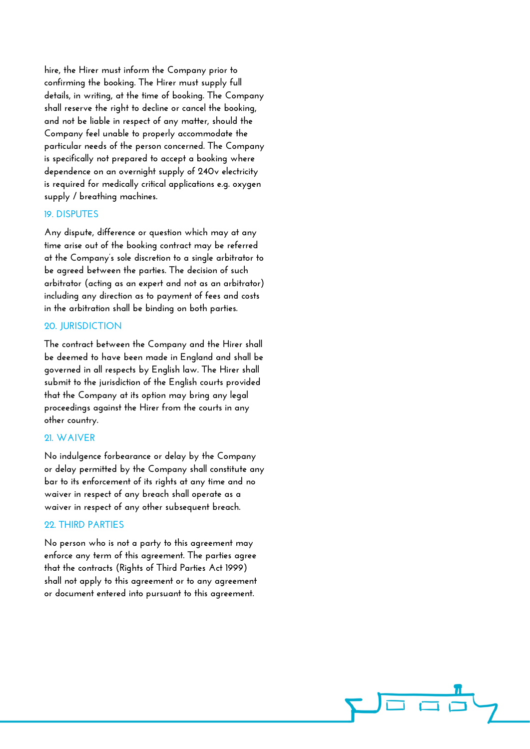hire, the Hirer must inform the Company prior to confirming the booking. The Hirer must supply full details, in writing, at the time of booking. The Company shall reserve the right to decline or cancel the booking, and not be liable in respect of any matter, should the Company feel unable to properly accommodate the particular needs of the person concerned. The Company is specifically not prepared to accept a booking where dependence on an overnight supply of 240v electricity is required for medically critical applications e.g. oxygen supply / breathing machines.

## 19. DISPUTES

Any dispute, difference or question which may at any time arise out of the booking contract may be referred at the Company's sole discretion to a single arbitrator to be agreed between the parties. The decision of such arbitrator (acting as an expert and not as an arbitrator) including any direction as to payment of fees and costs in the arbitration shall be binding on both parties.

## 20. JURISDICTION

The contract between the Company and the Hirer shall be deemed to have been made in England and shall be governed in all respects by English law. The Hirer shall submit to the jurisdiction of the English courts provided that the Company at its option may bring any legal proceedings against the Hirer from the courts in any other country.

## 21. WAIVER

No indulgence forbearance or delay by the Company or delay permitted by the Company shall constitute any bar to its enforcement of its rights at any time and no waiver in respect of any breach shall operate as a waiver in respect of any other subsequent breach.

## 22. THIRD PARTIES

No person who is not a party to this agreement may enforce any term of this agreement. The parties agree that the contracts (Rights of Third Parties Act 1999) shall not apply to this agreement or to any agreement or document entered into pursuant to this agreement.